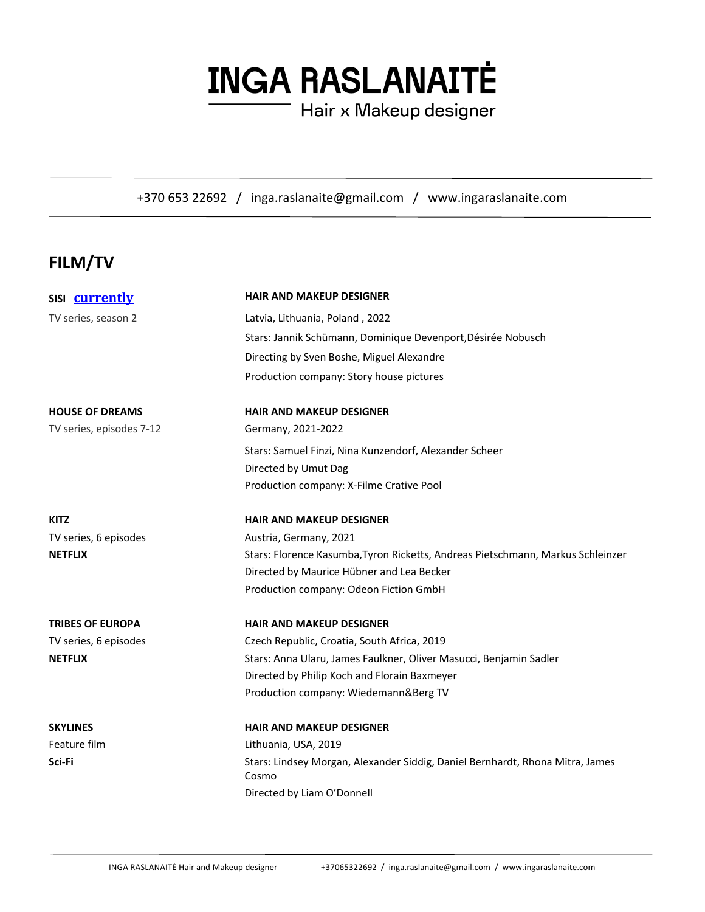# INGA RASLANAITĖ

Hair x Makeup designer

+370 653 22692 / inga.raslanaite@gmail.com / www.ingaraslanaite.com

## FILM/TV

**SISI** **currently**
TV series, season 2

**HAIR AND MAKEUP DESIGNER**
Latvia, Lithuania, Poland , 2022
Stars: Jannik Schümann, Dominique Devenport,Désirée Nobusch
Directing by Sven Boshe, Miguel Alexandre
Production company: Story house pictures

**HOUSE OF DREAMS**
TV series, episodes 7-12

**HAIR AND MAKEUP DESIGNER**
Germany, 2021-2022
Stars: Samuel Finzi, Nina Kunzendorf, Alexander Scheer
Directed by Umut Dag
Production company: X-Filme Crative Pool

**KITZ**
TV series, 6 episodes
**NETFLIX**

**HAIR AND MAKEUP DESIGNER**
Austria, Germany, 2021
Stars: Florence Kasumba,Tyron Ricketts, Andreas Pietschmann, Markus Schleinzer
Directed by Maurice Hübner and Lea Becker
Production company: Odeon Fiction GmbH

**TRIBES OF EUROPA**
TV series, 6 episodes
**NETFLIX**

**HAIR AND MAKEUP DESIGNER**
Czech Republic, Croatia, South Africa, 2019
Stars: Anna Ularu, James Faulkner, Oliver Masucci, Benjamin Sadler
Directed by Philip Koch and Florain Baxmeyer
Production company: Wiedemann&Berg TV

**SKYLINES**
Feature film
**Sci-Fi**

**HAIR AND MAKEUP DESIGNER**
Lithuania, USA, 2019
Stars: Lindsey Morgan, Alexander Siddig, Daniel Bernhardt, Rhona Mitra, James Cosmo
Directed by Liam O'Donnell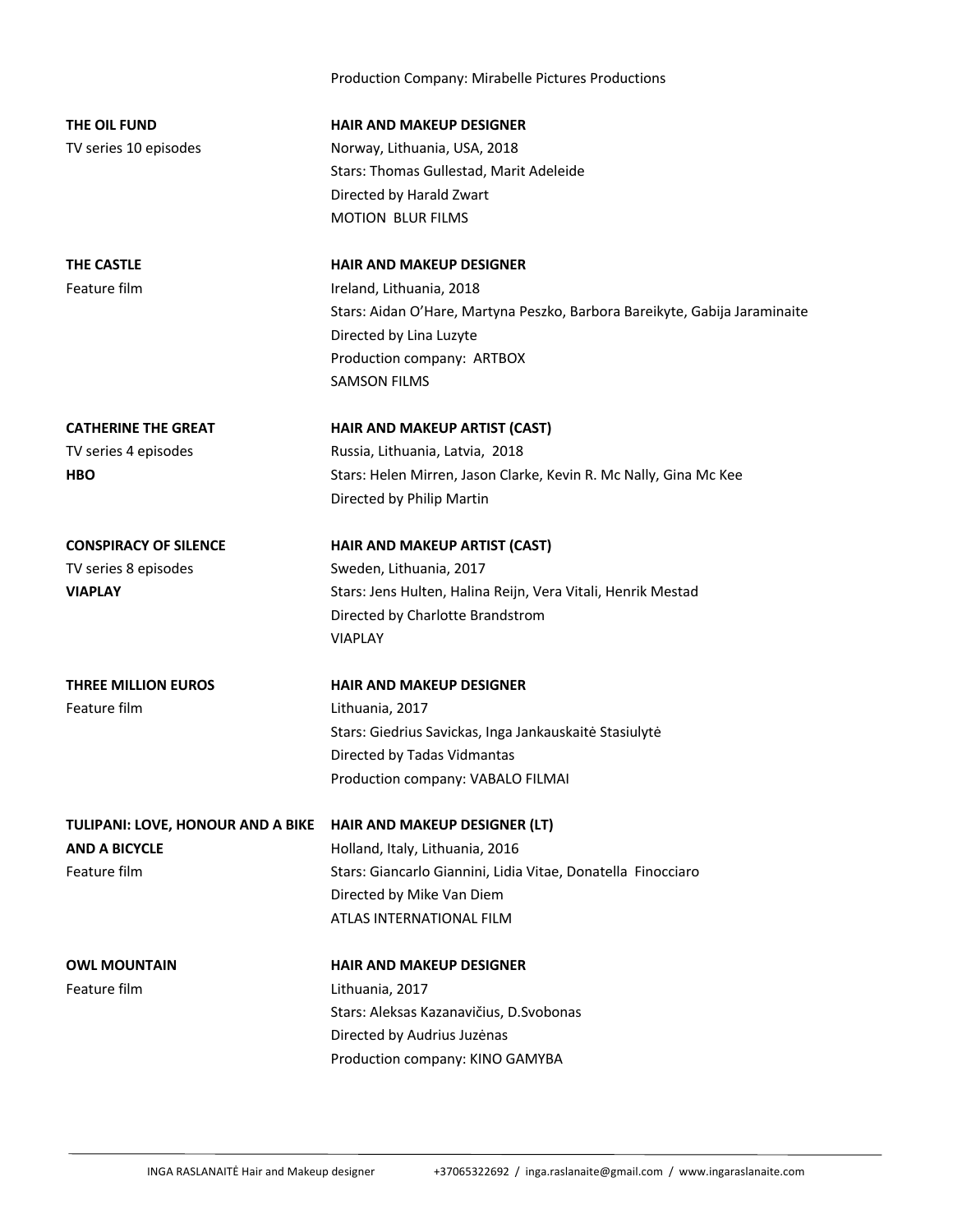Production Company: Mirabelle Pictures Productions

**THE OIL FUND**
TV series 10 episodes

**HAIR AND MAKEUP DESIGNER**
Norway, Lithuania, USA, 2018
Stars: Thomas Gullestad, Marit Adeleide
Directed by Harald Zwart
MOTION BLUR FILMS

**THE CASTLE**
Feature film

**HAIR AND MAKEUP DESIGNER**
Ireland, Lithuania, 2018
Stars: Aidan O'Hare, Martyna Peszko, Barbora Bareikyte, Gabija Jaraminaite
Directed by Lina Luzyte
Production company: ARTBOX
SAMSON FILMS

**CATHERINE THE GREAT**
TV series 4 episodes
**HBO**

**HAIR AND MAKEUP ARTIST (CAST)**
Russia, Lithuania, Latvia, 2018
Stars: Helen Mirren, Jason Clarke, Kevin R. Mc Nally, Gina Mc Kee
Directed by Philip Martin

**CONSPIRACY OF SILENCE**
TV series 8 episodes
**VIAPLAY**

**HAIR AND MAKEUP ARTIST (CAST)**
Sweden, Lithuania, 2017
Stars: Jens Hulten, Halina Reijn, Vera Vitali, Henrik Mestad
Directed by Charlotte Brandstrom
VIAPLAY

**THREE MILLION EUROS**
Feature film

**HAIR AND MAKEUP DESIGNER**
Lithuania, 2017
Stars: Giedrius Savickas, Inga Jankauskaitė Stasiulytė
Directed by Tadas Vidmantas
Production company: VABALO FILMAI

**TULIPANI: LOVE, HONOUR AND A BIKE AND A BICYCLE**
Feature film

**HAIR AND MAKEUP DESIGNER (LT)**
Holland, Italy, Lithuania, 2016
Stars: Giancarlo Giannini, Lidia Vitae, Donatella Finocciaro
Directed by Mike Van Diem
ATLAS INTERNATIONAL FILM

**OWL MOUNTAIN**
Feature film

**HAIR AND MAKEUP DESIGNER**
Lithuania, 2017
Stars: Aleksas Kazanavičius, D.Svobonas
Directed by Audrius Juzėnas
Production company: KINO GAMYBA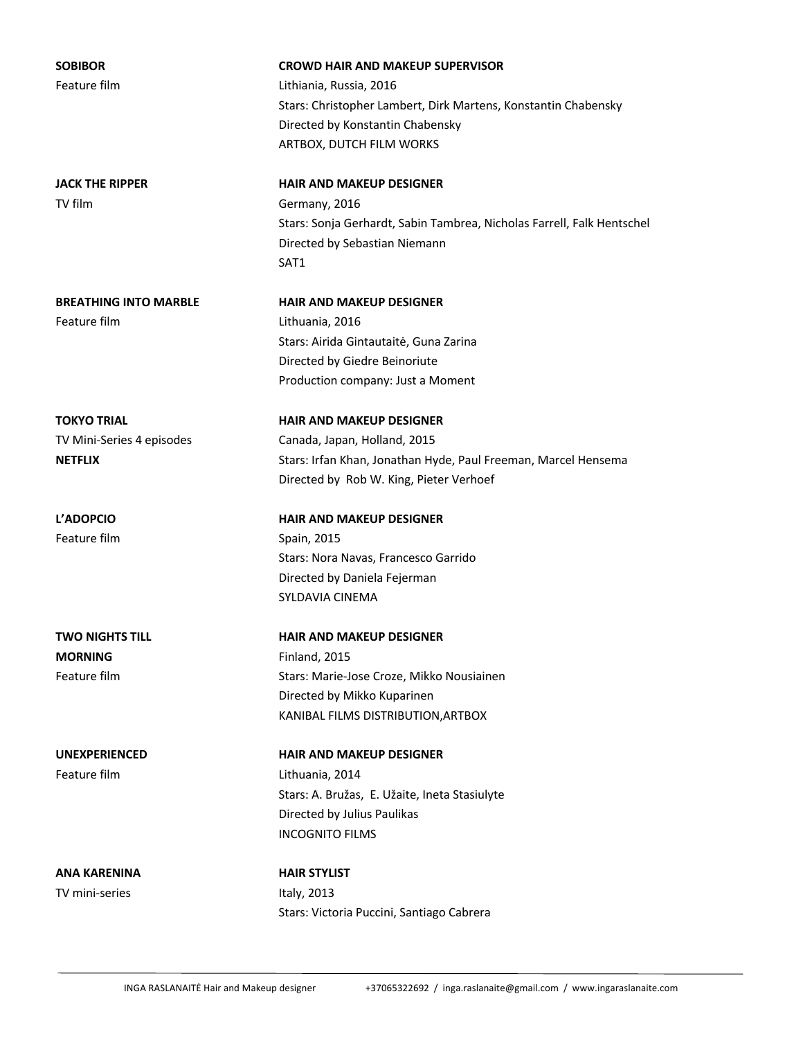**SOBIBOR**
Feature film

**CROWD HAIR AND MAKEUP SUPERVISOR**
Lithiania, Russia, 2016
Stars: Christopher Lambert, Dirk Martens, Konstantin Chabensky
Directed by Konstantin Chabensky
ARTBOX, DUTCH FILM WORKS

**JACK THE RIPPER**
TV film

**HAIR AND MAKEUP DESIGNER**
Germany, 2016
Stars: Sonja Gerhardt, Sabin Tambrea, Nicholas Farrell, Falk Hentschel
Directed by Sebastian Niemann
SAT1

**BREATHING INTO MARBLE**
Feature film

**HAIR AND MAKEUP DESIGNER**
Lithuania, 2016
Stars: Airida Gintautaitė, Guna Zarina
Directed by Giedre Beinoriute
Production company: Just a Moment

**TOKYO TRIAL**
TV Mini-Series 4 episodes
**NETFLIX**

**HAIR AND MAKEUP DESIGNER**
Canada, Japan, Holland, 2015
Stars: Irfan Khan, Jonathan Hyde, Paul Freeman, Marcel Hensema
Directed by Rob W. King, Pieter Verhoef

**L'ADOPCIO**
Feature film

**HAIR AND MAKEUP DESIGNER**
Spain, 2015
Stars: Nora Navas, Francesco Garrido
Directed by Daniela Fejerman
SYLDAVIA CINEMA

**TWO NIGHTS TILL MORNING**
Feature film

**HAIR AND MAKEUP DESIGNER**
Finland, 2015
Stars: Marie-Jose Croze, Mikko Nousiainen
Directed by Mikko Kuparinen
KANIBAL FILMS DISTRIBUTION,ARTBOX

**UNEXPERIENCED**
Feature film

**HAIR AND MAKEUP DESIGNER**
Lithuania, 2014
Stars: A. Bružas, E. Užaite, Ineta Stasiulyte
Directed by Julius Paulikas
INCOGNITO FILMS

**ANA KARENINA**
TV mini-series

**HAIR STYLIST**
Italy, 2013
Stars: Victoria Puccini, Santiago Cabrera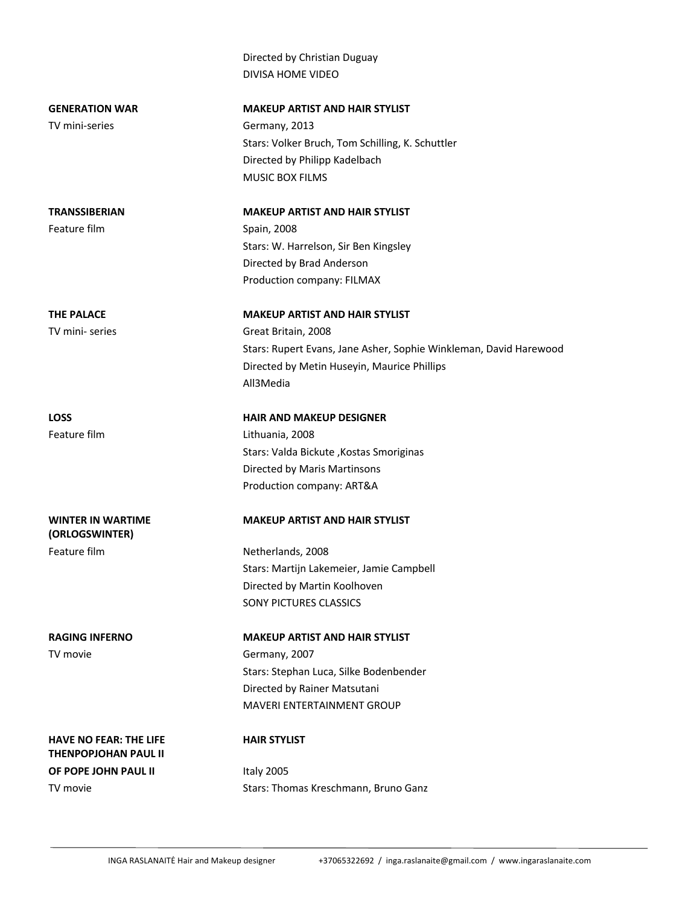Directed by Christian Duguay
DIVISA HOME VIDEO

**GENERATION WAR**
TV mini-series

**MAKEUP ARTIST AND HAIR STYLIST**
Germany, 2013
Stars: Volker Bruch, Tom Schilling, K. Schuttler
Directed by Philipp Kadelbach
MUSIC BOX FILMS

**TRANSSIBERIAN**
Feature film

**MAKEUP ARTIST AND HAIR STYLIST**
Spain, 2008
Stars: W. Harrelson, Sir Ben Kingsley
Directed by Brad Anderson
Production company: FILMAX

**THE PALACE**
TV mini- series

**MAKEUP ARTIST AND HAIR STYLIST**
Great Britain, 2008
Stars: Rupert Evans, Jane Asher, Sophie Winkleman, David Harewood
Directed by Metin Huseyin, Maurice Phillips
All3Media

**LOSS**
Feature film

**HAIR AND MAKEUP DESIGNER**
Lithuania, 2008
Stars: Valda Bickute ,Kostas Smoriginas
Directed by Maris Martinsons
Production company: ART&A

**WINTER IN WARTIME (ORLOGSWINTER)**
Feature film

**MAKEUP ARTIST AND HAIR STYLIST**
Netherlands, 2008
Stars: Martijn Lakemeier, Jamie Campbell
Directed by Martin Koolhoven
SONY PICTURES CLASSICS

**RAGING INFERNO**
TV movie

**MAKEUP ARTIST AND HAIR STYLIST**
Germany, 2007
Stars: Stephan Luca, Silke Bodenbender
Directed by Rainer Matsutani
MAVERI ENTERTAINMENT GROUP

**HAVE NO FEAR: THE LIFE THENPOPJOHAN PAUL II**
**OF POPE JOHN PAUL II**
TV movie

**HAIR STYLIST**
Italy 2005
Stars: Thomas Kreschmann, Bruno Ganz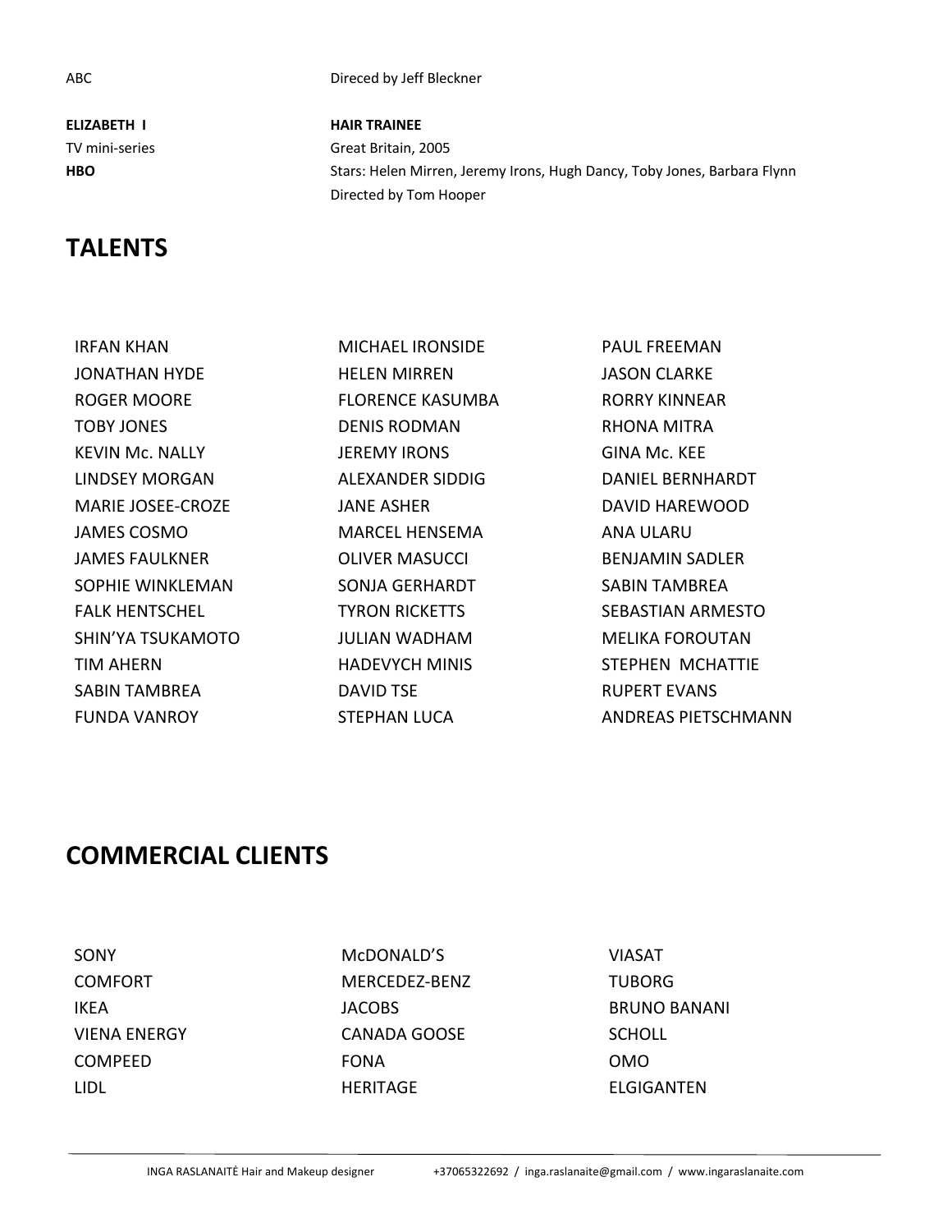ABC — Direced by Jeff Bleckner

**ELIZABETH I** — **HAIR TRAINEE**
TV mini-series — Great Britain, 2005
**HBO** — Stars: Helen Mirren, Jeremy Irons, Hugh Dancy, Toby Jones, Barbara Flynn
Directed by Tom Hooper

## TALENTS

| | | |
|---|---|---|
| IRFAN KHAN | MICHAEL IRONSIDE | PAUL FREEMAN |
| JONATHAN HYDE | HELEN MIRREN | JASON CLARKE |
| ROGER MOORE | FLORENCE KASUMBA | RORRY KINNEAR |
| TOBY JONES | DENIS RODMAN | RHONA MITRA |
| KEVIN Mc. NALLY | JEREMY IRONS | GINA Mc. KEE |
| LINDSEY MORGAN | ALEXANDER SIDDIG | DANIEL BERNHARDT |
| MARIE JOSEE-CROZE | JANE ASHER | DAVID HAREWOOD |
| JAMES COSMO | MARCEL HENSEMA | ANA ULARU |
| JAMES FAULKNER | OLIVER MASUCCI | BENJAMIN SADLER |
| SOPHIE WINKLEMAN | SONJA GERHARDT | SABIN TAMBREA |
| FALK HENTSCHEL | TYRON RICKETTS | SEBASTIAN ARMESTO |
| SHIN'YA TSUKAMOTO | JULIAN WADHAM | MELIKA FOROUTAN |
| TIM AHERN | HADEVYCH MINIS | STEPHEN MCHATTIE |
| SABIN TAMBREA | DAVID TSE | RUPERT EVANS |
| FUNDA VANROY | STEPHAN LUCA | ANDREAS PIETSCHMANN |

## COMMERCIAL CLIENTS

| | | |
|---|---|---|
| SONY | McDONALD'S | VIASAT |
| COMFORT | MERCEDEZ-BENZ | TUBORG |
| IKEA | JACOBS | BRUNO BANANI |
| VIENA ENERGY | CANADA GOOSE | SCHOLL |
| COMPEED | FONA | OMO |
| LIDL | HERITAGE | ELGIGANTEN |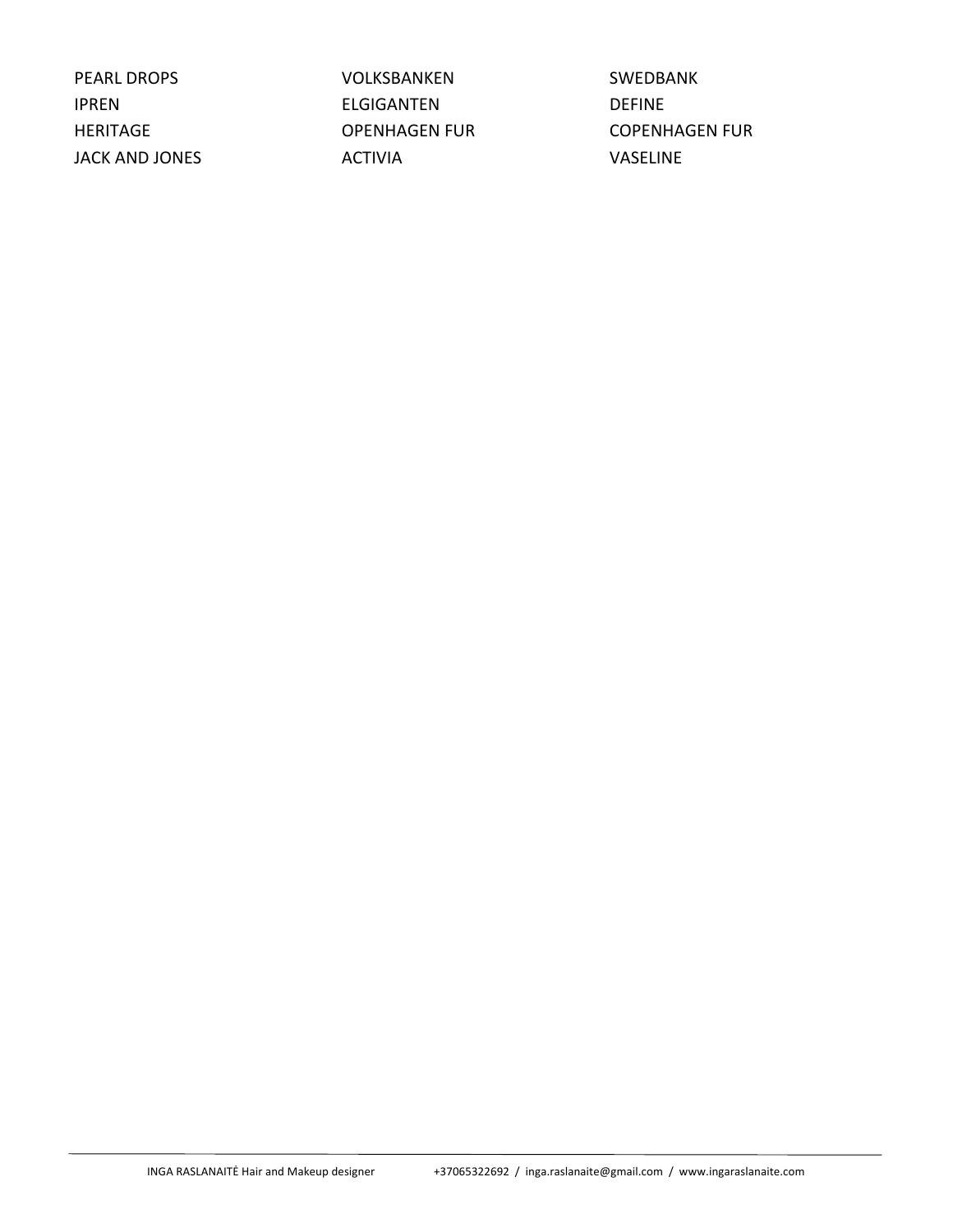PEARL DROPS
IPREN
HERITAGE
JACK AND JONES

VOLKSBANKEN
ELGIGANTEN
OPENHAGEN FUR
ACTIVIA

SWEDBANK
DEFINE
COPENHAGEN FUR
VASELINE